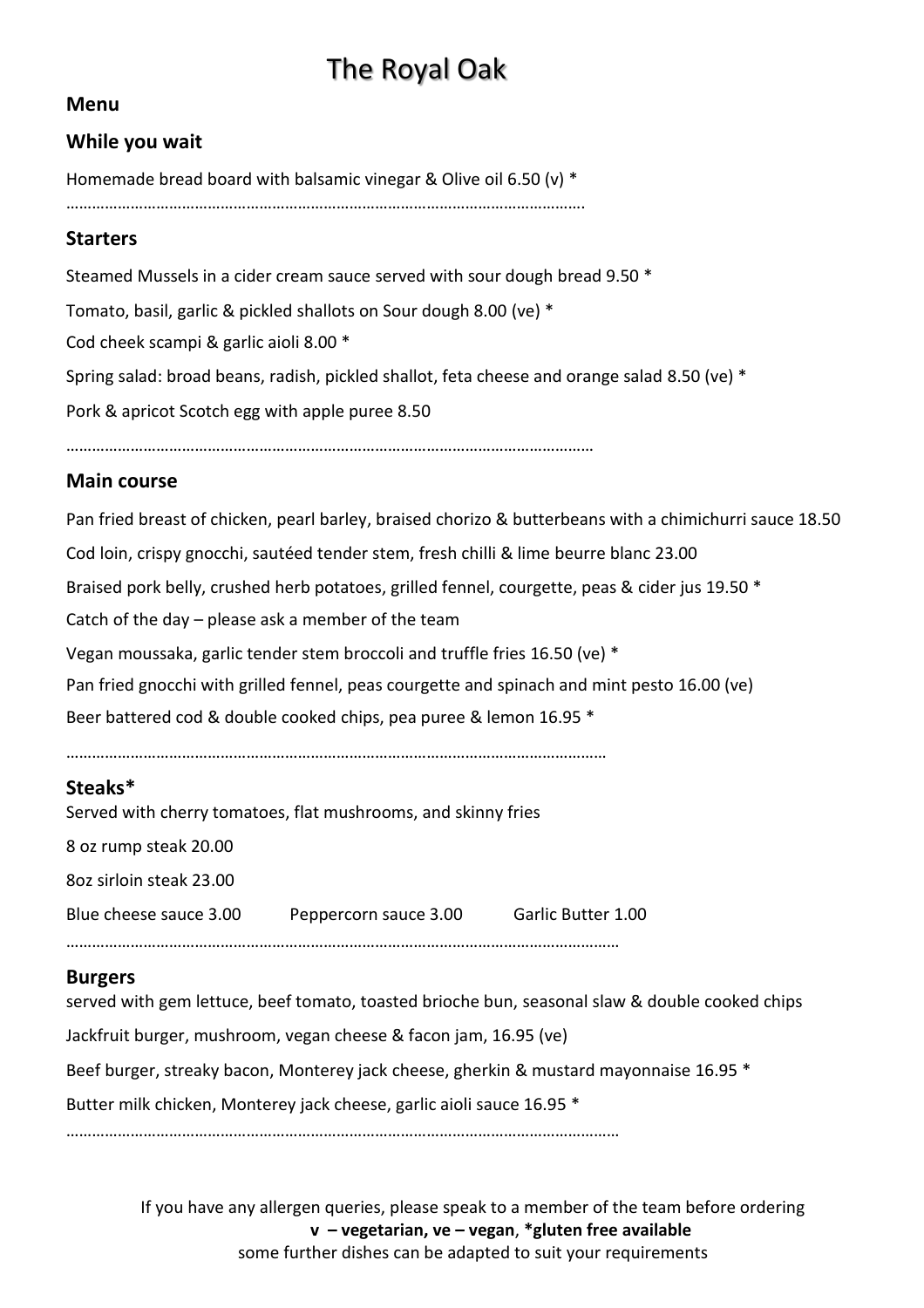# The Royal Oak

## Menu

## While you wait

Homemade bread board with balsamic vinegar & Olive oil 6.50 (v) *

…………………………………………………………………………………………………………….

## Starters

Steamed Mussels in a cider cream sauce served with sour dough bread 9.50 *

Tomato, basil, garlic & pickled shallots on Sour dough 8.00 (ve) *

Cod cheek scampi & garlic aioli 8.00 *

Spring salad: broad beans, radish, pickled shallot, feta cheese and orange salad 8.50 (ve) *

Pork & apricot Scotch egg with apple puree 8.50

……………………………………………………………………………………………………………

## Main course

Pan fried breast of chicken, pearl barley, braised chorizo & butterbeans with a chimichurri sauce 18.50

Cod loin, crispy gnocchi, sautéed tender stem, fresh chilli & lime beurre blanc 23.00

Braised pork belly, crushed herb potatoes, grilled fennel, courgette, peas & cider jus 19.50 *

Catch of the day – please ask a member of the team

Vegan moussaka, garlic tender stem broccoli and truffle fries 16.50 (ve) *

Pan fried gnocchi with grilled fennel, peas courgette and spinach and mint pesto 16.00 (ve)

Beer battered cod & double cooked chips, pea puree & lemon 16.95 *

………………………………………………………………………………………………………………

## Steaks*

Served with cherry tomatoes, flat mushrooms, and skinny fries

8 oz rump steak 20.00

8oz sirloin steak 23.00

Blue cheese sauce 3.00 Peppercorn sauce 3.00 Garlic Butter 1.00

………………………………………………………………………………………………………………

## Burgers

served with gem lettuce, beef tomato, toasted brioche bun, seasonal slaw & double cooked chips

Jackfruit burger, mushroom, vegan cheese & facon jam, 16.95 (ve)

Beef burger, streaky bacon, Monterey jack cheese, gherkin & mustard mayonnaise 16.95 *

Butter milk chicken, Monterey jack cheese, garlic aioli sauce 16.95 *

………………………………………………………………………………………………………………

If you have any allergen queries, please speak to a member of the team before ordering

**v – vegetarian, ve – vegan**, ***gluten free available**

some further dishes can be adapted to suit your requirements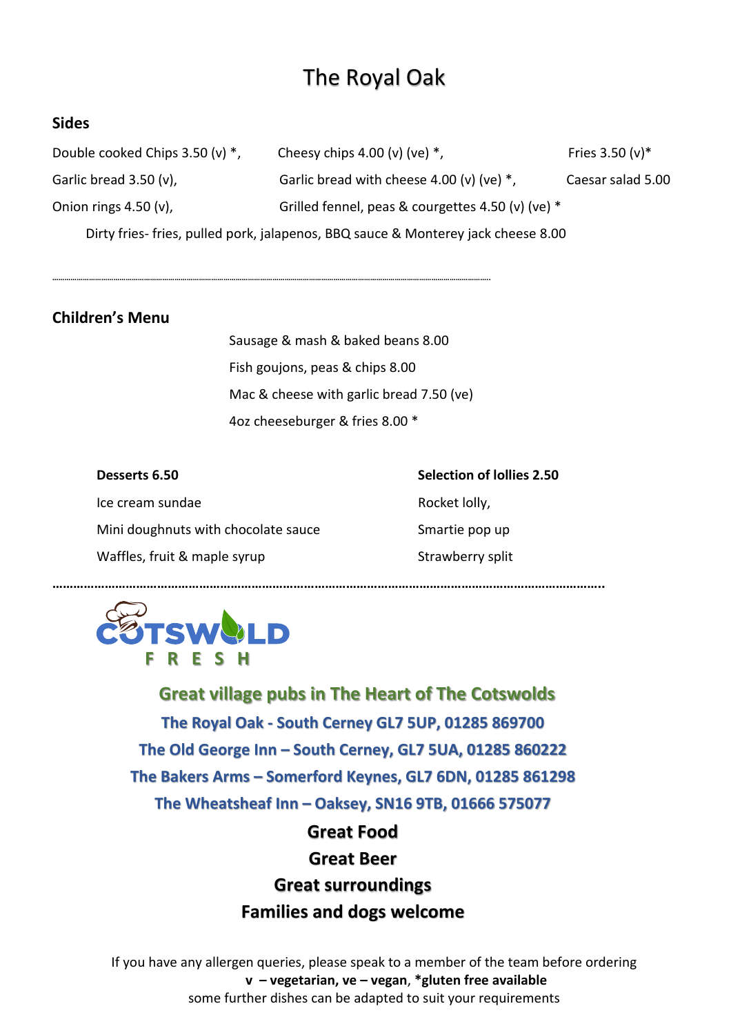# The Royal Oak

## Sides

Double cooked Chips 3.50 (v) *,

Cheesy chips 4.00 (v) (ve) *,

Fries 3.50 (v)*

Garlic bread 3.50 (v),

Garlic bread with cheese 4.00 (v) (ve) *,

Caesar salad 5.00

Onion rings 4.50 (v),

Grilled fennel, peas & courgettes 4.50 (v) (ve) *

Dirty fries- fries, pulled pork, jalapenos, BBQ sauce & Monterey jack cheese 8.00

---

## Children's Menu

Sausage & mash & baked beans 8.00

Fish goujons, peas & chips 8.00

Mac & cheese with garlic bread 7.50 (ve)

4oz cheeseburger & fries 8.00 *

**Desserts 6.50**

Ice cream sundae

Mini doughnuts with chocolate sauce

Waffles, fruit & maple syrup

**Selection of lollies 2.50**

Rocket lolly,

Smartie pop up

Strawberry split

---

COTSWOLD FRESH

**Great village pubs in The Heart of The Cotswolds**

**The Royal Oak - South Cerney GL7 5UP, 01285 869700**

**The Old George Inn – South Cerney, GL7 5UA, 01285 860222**

**The Bakers Arms – Somerford Keynes, GL7 6DN, 01285 861298**

**The Wheatsheaf Inn – Oaksey, SN16 9TB, 01666 575077**

**Great Food**

**Great Beer**

**Great surroundings**

**Families and dogs welcome**

If you have any allergen queries, please speak to a member of the team before ordering

**v – vegetarian, ve – vegan**, ***gluten free available**

some further dishes can be adapted to suit your requirements